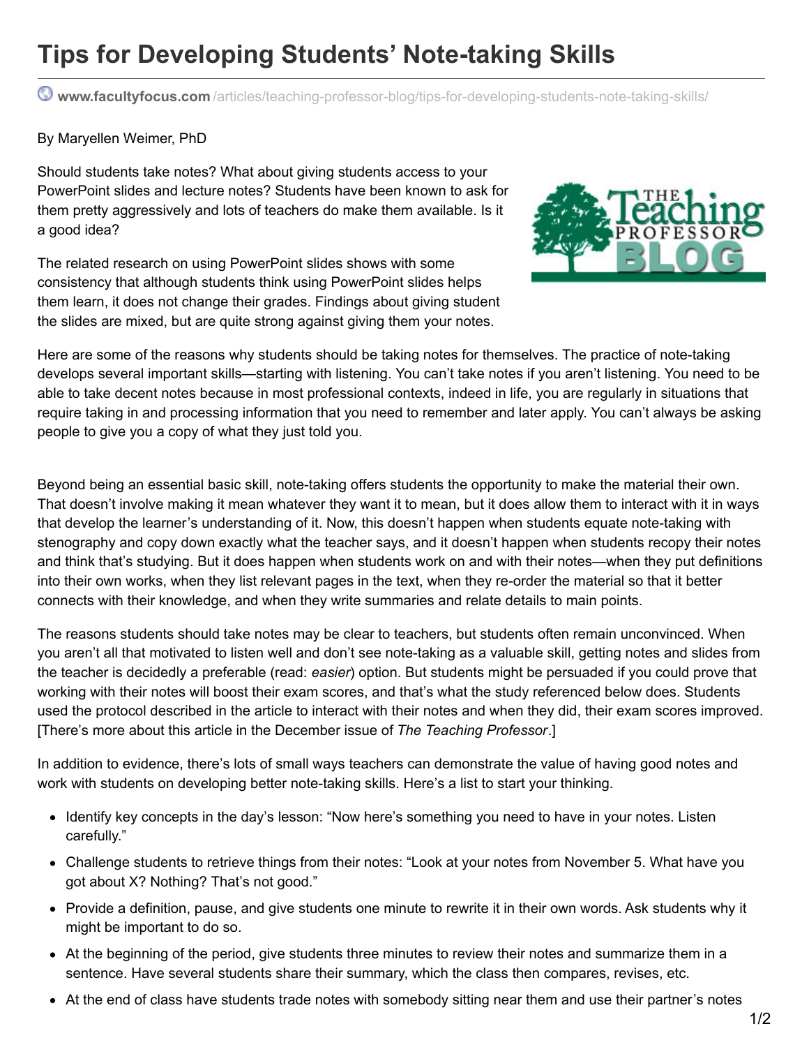# Tips for Developing Students' Note-taking Skills

www.facultyfocus.com/articles/teaching-professor-blog/tips-for-developing-students-note-taking-skills/

By Maryellen Weimer, PhD

Should students take notes? What about giving students access to your PowerPoint slides and lecture notes? Students have been known to ask for them pretty aggressively and lots of teachers do make them available. Is it a good idea?

The related research on using PowerPoint slides shows with some consistency that although students think using PowerPoint slides helps them learn, it does not change their grades. Findings about giving student the slides are mixed, but are quite strong against giving them your notes.

Here are some of the reasons why students should be taking notes for themselves. The practice of note-taking develops several important skills—starting with listening. You can't take notes if you aren't listening. You need to be able to take decent notes because in most professional contexts, indeed in life, you are regularly in situations that require taking in and processing information that you need to remember and later apply. You can't always be asking people to give you a copy of what they just told you.

Beyond being an essential basic skill, note-taking offers students the opportunity to make the material their own. That doesn't involve making it mean whatever they want it to mean, but it does allow them to interact with it in ways that develop the learner's understanding of it. Now, this doesn't happen when students equate note-taking with stenography and copy down exactly what the teacher says, and it doesn't happen when students recopy their notes and think that's studying. But it does happen when students work on and with their notes—when they put definitions into their own works, when they list relevant pages in the text, when they re-order the material so that it better connects with their knowledge, and when they write summaries and relate details to main points.

The reasons students should take notes may be clear to teachers, but students often remain unconvinced. When you aren't all that motivated to listen well and don't see note-taking as a valuable skill, getting notes and slides from the teacher is decidedly a preferable (read: *easier*) option. But students might be persuaded if you could prove that working with their notes will boost their exam scores, and that's what the study referenced below does. Students used the protocol described in the article to interact with their notes and when they did, their exam scores improved. [There's more about this article in the December issue of *The Teaching Professor*.]

In addition to evidence, there's lots of small ways teachers can demonstrate the value of having good notes and work with students on developing better note-taking skills. Here's a list to start your thinking.

- Identify key concepts in the day's lesson: "Now here's something you need to have in your notes. Listen carefully."
- Challenge students to retrieve things from their notes: "Look at your notes from November 5. What have you got about X? Nothing? That's not good."
- Provide a definition, pause, and give students one minute to rewrite it in their own words. Ask students why it might be important to do so.
- At the beginning of the period, give students three minutes to review their notes and summarize them in a sentence. Have several students share their summary, which the class then compares, revises, etc.
- At the end of class have students trade notes with somebody sitting near them and use their partner's notes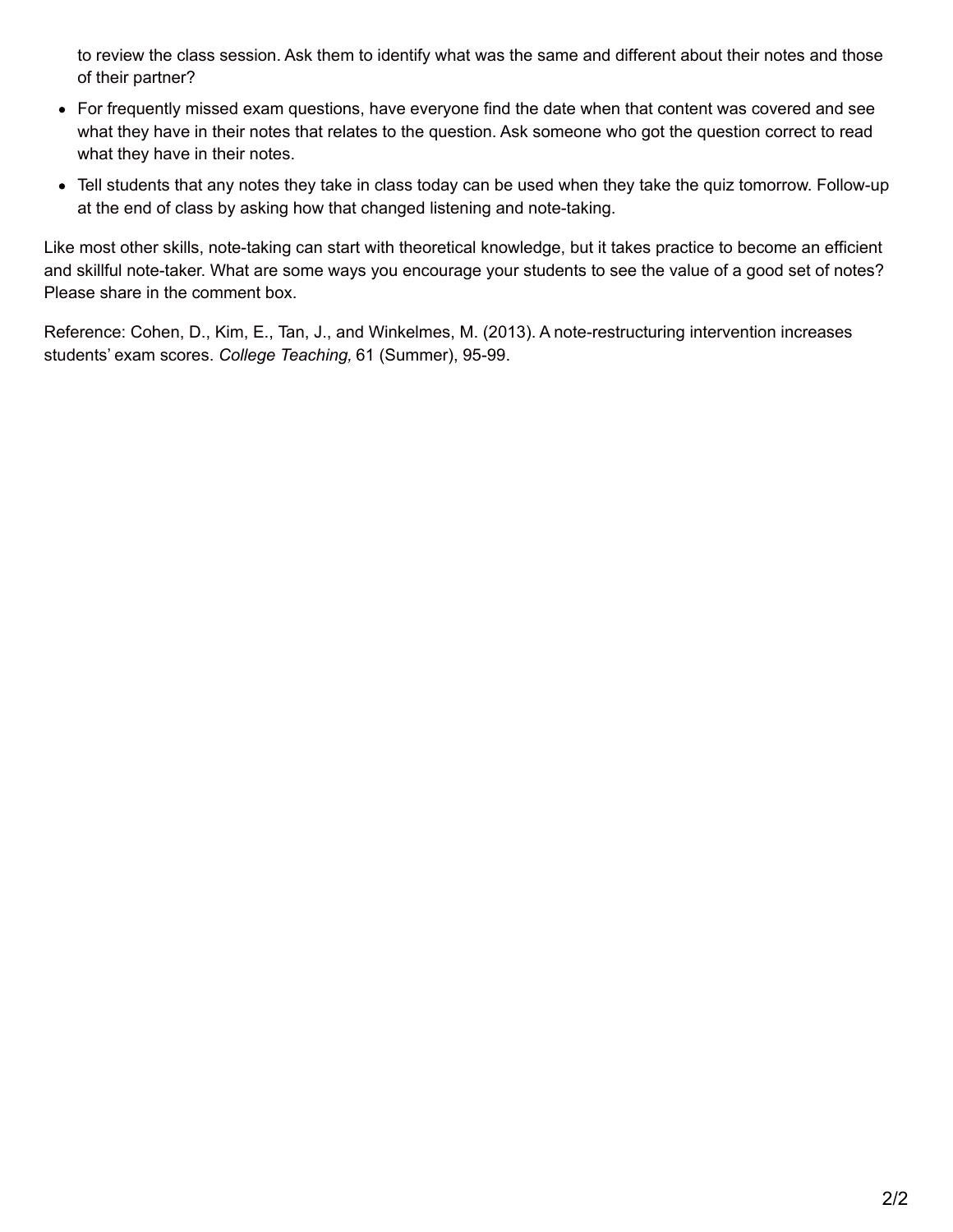to review the class session. Ask them to identify what was the same and different about their notes and those of their partner?

- For frequently missed exam questions, have everyone find the date when that content was covered and see what they have in their notes that relates to the question. Ask someone who got the question correct to read what they have in their notes.
- Tell students that any notes they take in class today can be used when they take the quiz tomorrow. Follow-up at the end of class by asking how that changed listening and note-taking.

Like most other skills, note-taking can start with theoretical knowledge, but it takes practice to become an efficient and skillful note-taker. What are some ways you encourage your students to see the value of a good set of notes? Please share in the comment box.

Reference: Cohen, D., Kim, E., Tan, J., and Winkelmes, M. (2013). A note-restructuring intervention increases students' exam scores. *College Teaching,* 61 (Summer), 95-99.